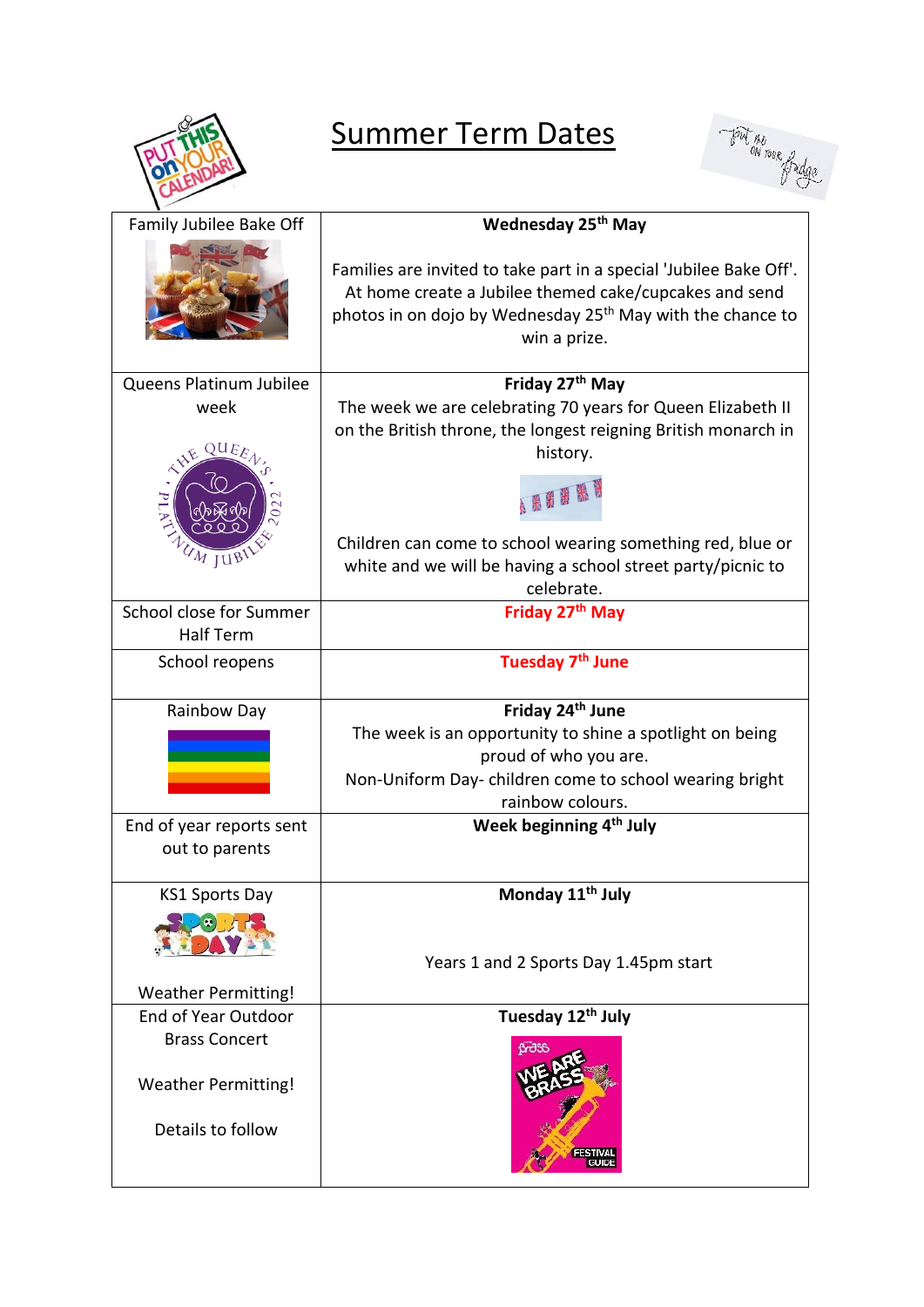# Summary Term Dates

| | |
|---|---|
| Family Jubilee Bake Off | **Wednesday 25th May**<br><br>Families are invited to take part in a special 'Jubilee Bake Off'. At home create a Jubilee themed cake/cupcakes and send photos in on dojo by Wednesday 25th May with the chance to win a prize. |
| Queens Platinum Jubilee week | **Friday 27th May**<br>The week we are celebrating 70 years for Queen Elizabeth II on the British throne, the longest reigning British monarch in history.<br><br>Children can come to school wearing something red, blue or white and we will be having a school street party/picnic to celebrate. |
| School close for Summer Half Term | **Friday 27th May** |
| School reopens | **Tuesday 7th June** |
| Rainbow Day | **Friday 24th June**<br>The week is an opportunity to shine a spotlight on being proud of who you are.<br>Non-Uniform Day- children come to school wearing bright rainbow colours. |
| End of year reports sent out to parents | **Week beginning 4th July** |
| KS1 Sports Day<br><br>Weather Permitting! | **Monday 11th July**<br><br>Years 1 and 2 Sports Day 1.45pm start |
| End of Year Outdoor Brass Concert<br><br>Weather Permitting!<br><br>Details to follow | **Tuesday 12th July** |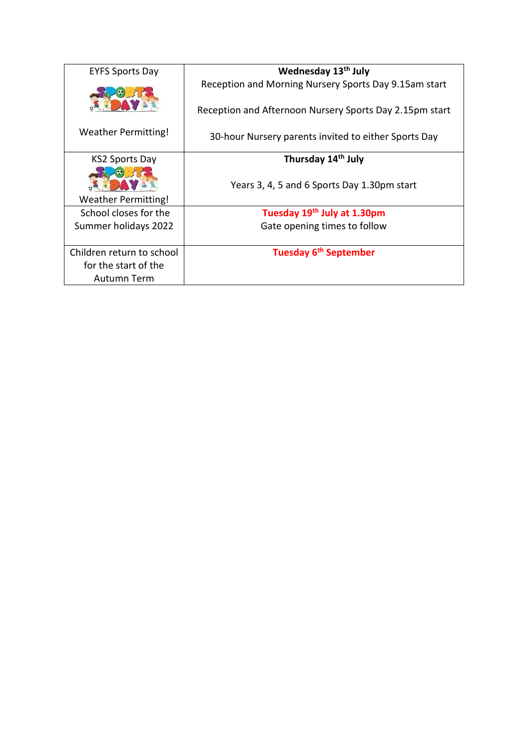| | |
|---|---|
| EYFS Sports Day<br><br>Weather Permitting! | **Wednesday 13th July**<br>Reception and Morning Nursery Sports Day 9.15am start<br><br>Reception and Afternoon Nursery Sports Day 2.15pm start<br><br>30-hour Nursery parents invited to either Sports Day |
| KS2 Sports Day<br><br>Weather Permitting! | **Thursday 14th July**<br><br>Years 3, 4, 5 and 6 Sports Day 1.30pm start |
| School closes for the Summer holidays 2022 | **Tuesday 19th July at 1.30pm**<br>Gate opening times to follow |
| Children return to school for the start of the Autumn Term | **Tuesday 6th September** |